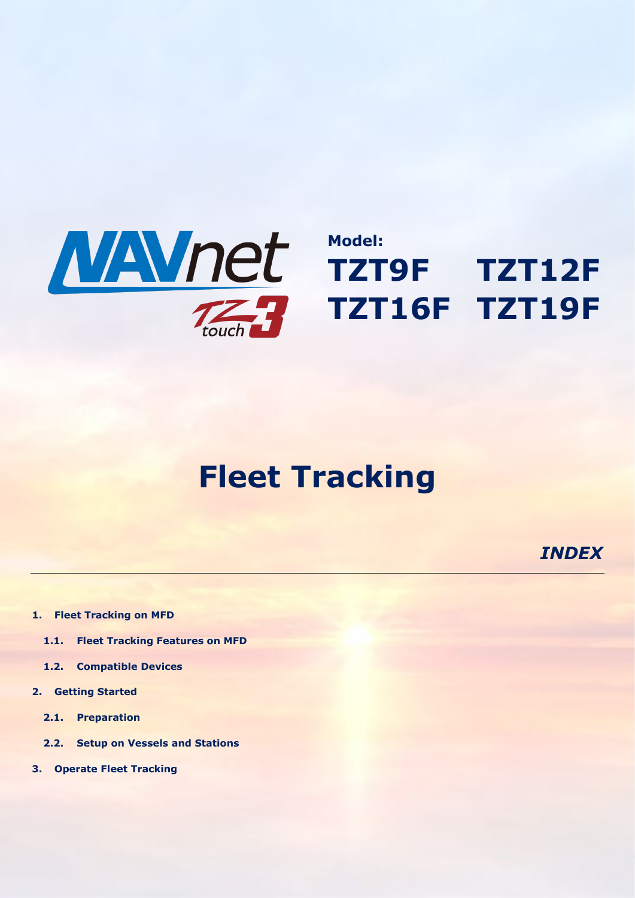NAVnet TZtouch3

**Model:**

**TZT9F TZT12F**
**TZT16F TZT19F**

# Fleet Tracking

*INDEX*

---

1. **Fleet Tracking on MFD**
   1.1. **Fleet Tracking Features on MFD**
   1.2. **Compatible Devices**
2. **Getting Started**
   2.1. **Preparation**
   2.2. **Setup on Vessels and Stations**
3. **Operate Fleet Tracking**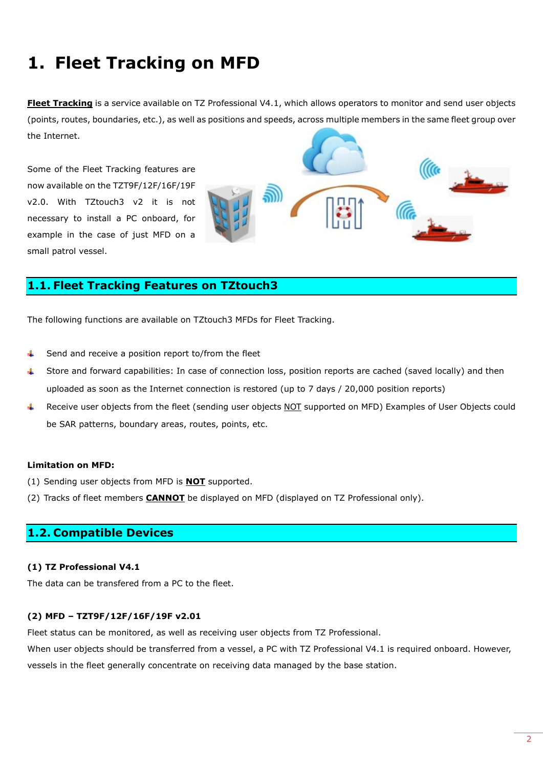# 1. Fleet Tracking on MFD

**Fleet Tracking** is a service available on TZ Professional V4.1, which allows operators to monitor and send user objects (points, routes, boundaries, etc.), as well as positions and speeds, across multiple members in the same fleet group over the Internet.

Some of the Fleet Tracking features are now available on the TZT9F/12F/16F/19F v2.0. With TZtouch3 v2 it is not necessary to install a PC onboard, for example in the case of just MFD on a small patrol vessel.

## 1.1. Fleet Tracking Features on TZtouch3

The following functions are available on TZtouch3 MFDs for Fleet Tracking.

- Send and receive a position report to/from the fleet
- Store and forward capabilities: In case of connection loss, position reports are cached (saved locally) and then uploaded as soon as the Internet connection is restored (up to 7 days / 20,000 position reports)
- Receive user objects from the fleet (sending user objects NOT supported on MFD) Examples of User Objects could be SAR patterns, boundary areas, routes, points, etc.

**Limitation on MFD:**

(1) Sending user objects from MFD is **NOT** supported.

(2) Tracks of fleet members **CANNOT** be displayed on MFD (displayed on TZ Professional only).

## 1.2. Compatible Devices

**(1) TZ Professional V4.1**

The data can be transfered from a PC to the fleet.

**(2) MFD – TZT9F/12F/16F/19F v2.01**

Fleet status can be monitored, as well as receiving user objects from TZ Professional.

When user objects should be transferred from a vessel, a PC with TZ Professional V4.1 is required onboard. However, vessels in the fleet generally concentrate on receiving data managed by the base station.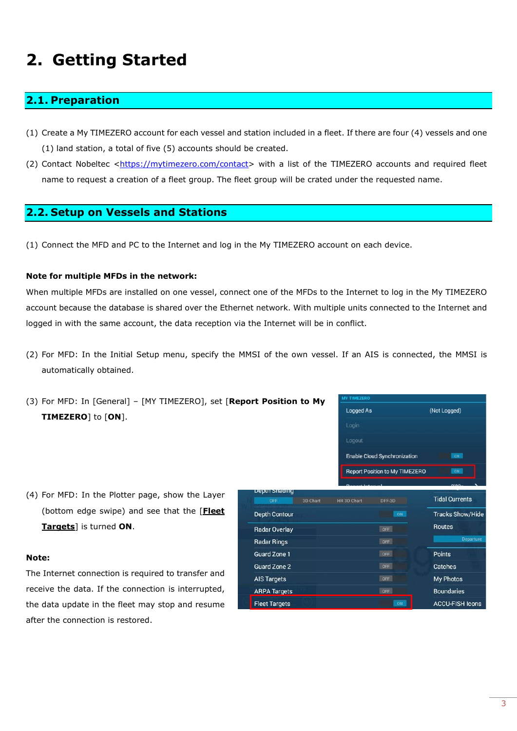# 2. Getting Started

## 2.1. Preparation

(1) Create a My TIMEZERO account for each vessel and station included in a fleet. If there are four (4) vessels and one (1) land station, a total of five (5) accounts should be created.

(2) Contact Nobeltec <https://mytimezero.com/contact> with a list of the TIMEZERO accounts and required fleet name to request a creation of a fleet group. The fleet group will be crated under the requested name.

## 2.2. Setup on Vessels and Stations

(1) Connect the MFD and PC to the Internet and log in the My TIMEZERO account on each device.

**Note for multiple MFDs in the network:**

When multiple MFDs are installed on one vessel, connect one of the MFDs to the Internet to log in the My TIMEZERO account because the database is shared over the Ethernet network. With multiple units connected to the Internet and logged in with the same account, the data reception via the Internet will be in conflict.

(2) For MFD: In the Initial Setup menu, specify the MMSI of the own vessel. If an AIS is connected, the MMSI is automatically obtained.

(3) For MFD: In [General] – [MY TIMEZERO], set [**Report Position to My TIMEZERO**] to [**ON**].

(4) For MFD: In the Plotter page, show the Layer (bottom edge swipe) and see that the [**Fleet Targets**] is turned **ON**.

**Note:**

The Internet connection is required to transfer and receive the data. If the connection is interrupted, the data update in the fleet may stop and resume after the connection is restored.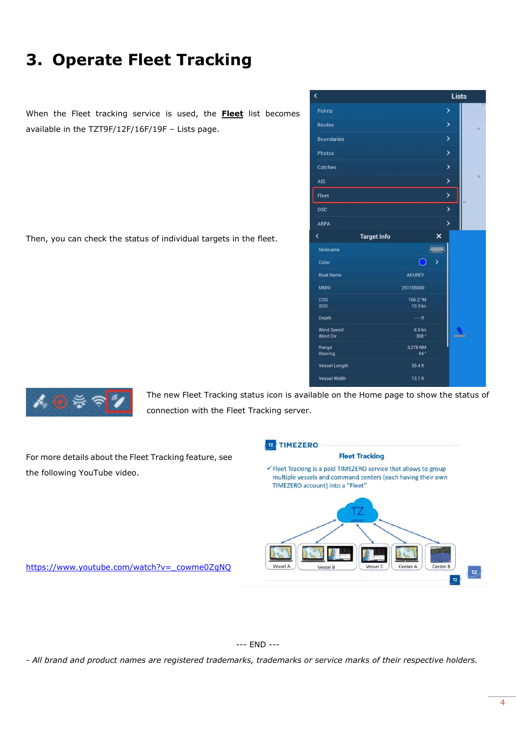# 3. Operate Fleet Tracking

When the Fleet tracking service is used, the **Fleet** list becomes available in the TZT9F/12F/16F/19F – Lists page.

Then, you can check the status of individual targets in the fleet.

The new Fleet Tracking status icon is available on the Home page to show the status of connection with the Fleet Tracking server.

For more details about the Fleet Tracking feature, see the following YouTube video.

https://www.youtube.com/watch?v=_cowme0ZgNQ

--- END ---

*- All brand and product names are registered trademarks, trademarks or service marks of their respective holders.*